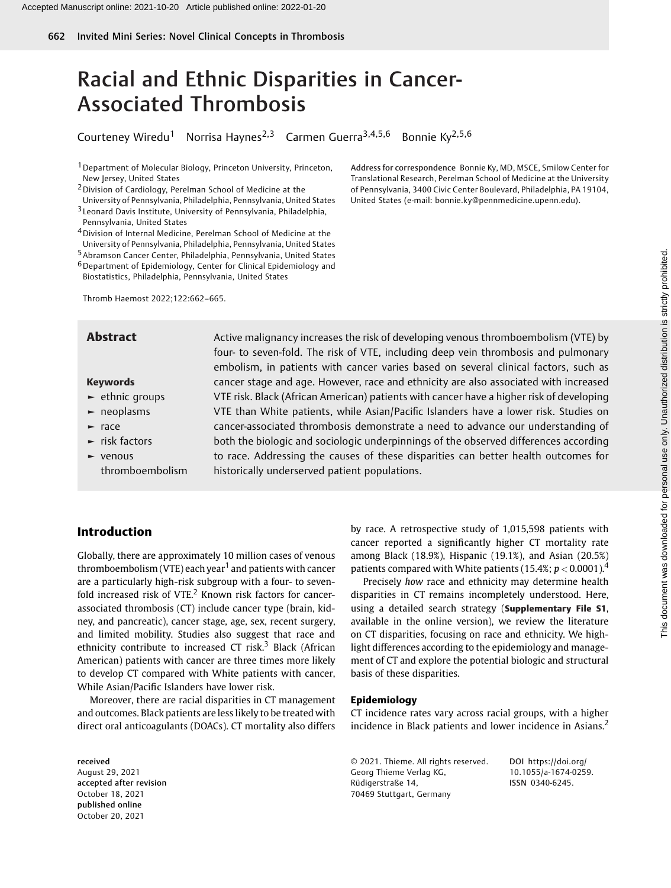# Racial and Ethnic Disparities in Cancer-Associated Thrombosis

Courteney Wiredu[1] Norrisa Haynes[2,3] Carmen Guerra[3,4,5,6] Bonnie Ky[2,5,6]

[1] Department of Molecular Biology, Princeton University, Princeton, New Jersey, United States
[2] Division of Cardiology, Perelman School of Medicine at the University of Pennsylvania, Philadelphia, Pennsylvania, United States
[3] Leonard Davis Institute, University of Pennsylvania, Philadelphia, Pennsylvania, United States
[4] Division of Internal Medicine, Perelman School of Medicine at the University of Pennsylvania, Philadelphia, Pennsylvania, United States
[5] Abramson Cancer Center, Philadelphia, Pennsylvania, United States
[6] Department of Epidemiology, Center for Clinical Epidemiology and Biostatistics, Philadelphia, Pennsylvania, United States

**Address for correspondence** Bonnie Ky, MD, MSCE, Smilow Center for Translational Research, Perelman School of Medicine at the University of Pennsylvania, 3400 Civic Center Boulevard, Philadelphia, PA 19104, United States (e-mail: bonnie.ky@pennmedicine.upenn.edu).

Thromb Haemost 2022;122:662–665.

## Abstract

Active malignancy increases the risk of developing venous thromboembolism (VTE) by four- to seven-fold. The risk of VTE, including deep vein thrombosis and pulmonary embolism, in patients with cancer varies based on several clinical factors, such as cancer stage and age. However, race and ethnicity are also associated with increased VTE risk. Black (African American) patients with cancer have a higher risk of developing VTE than White patients, while Asian/Pacific Islanders have a lower risk. Studies on cancer-associated thrombosis demonstrate a need to advance our understanding of both the biologic and sociologic underpinnings of the observed differences according to race. Addressing the causes of these disparities can better health outcomes for historically underserved patient populations.

**Keywords**

- ethnic groups
- neoplasms
- race
- risk factors
- venous thromboembolism

## Introduction

Globally, there are approximately 10 million cases of venous thromboembolism (VTE) each year[1] and patients with cancer are a particularly high-risk subgroup with a four- to seven-fold increased risk of VTE.[2] Known risk factors for cancer-associated thrombosis (CT) include cancer type (brain, kidney, and pancreatic), cancer stage, age, sex, recent surgery, and limited mobility. Studies also suggest that race and ethnicity contribute to increased CT risk.[3] Black (African American) patients with cancer are three times more likely to develop CT compared with White patients with cancer, While Asian/Pacific Islanders have lower risk.

Moreover, there are racial disparities in CT management and outcomes. Black patients are less likely to be treated with direct oral anticoagulants (DOACs). CT mortality also differs by race. A retrospective study of 1,015,598 patients with cancer reported a significantly higher CT mortality rate among Black (18.9%), Hispanic (19.1%), and Asian (20.5%) patients compared with White patients (15.4%; $p < 0.0001$).[4]

Precisely *how* race and ethnicity may determine health disparities in CT remains incompletely understood. Here, using a detailed search strategy (**Supplementary File S1**, available in the online version), we review the literature on CT disparities, focusing on race and ethnicity. We highlight differences according to the epidemiology and management of CT and explore the potential biologic and structural basis of these disparities.

### Epidemiology

CT incidence rates vary across racial groups, with a higher incidence in Black patients and lower incidence in Asians.[2]

received August 29, 2021
accepted after revision October 18, 2021
published online October 20, 2021

© 2021. Thieme. All rights reserved. Georg Thieme Verlag KG, Rüdigerstraße 14, 70469 Stuttgart, Germany

DOI https://doi.org/10.1055/a-1674-0259.
ISSN 0340-6245.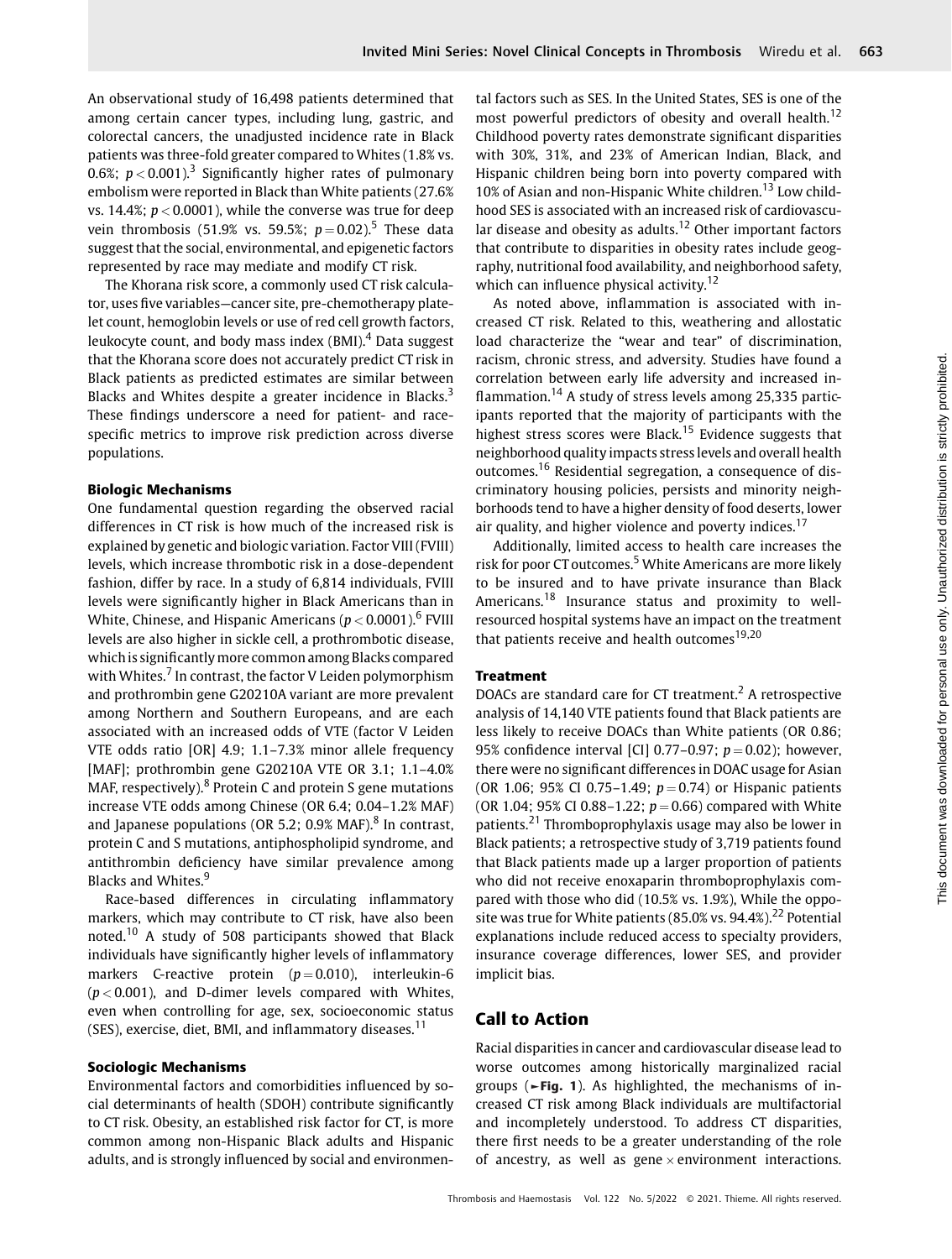An observational study of 16,498 patients determined that among certain cancer types, including lung, gastric, and colorectal cancers, the unadjusted incidence rate in Black patients was three-fold greater compared to Whites (1.8% vs. 0.6%; $p < 0.001$).[3] Significantly higher rates of pulmonary embolism were reported in Black than White patients (27.6% vs. 14.4%; $p < 0.0001$), while the converse was true for deep vein thrombosis (51.9% vs. 59.5%; $p = 0.02$).[5] These data suggest that the social, environmental, and epigenetic factors represented by race may mediate and modify CT risk.

The Khorana risk score, a commonly used CT risk calculator, uses five variables—cancer site, pre-chemotherapy platelet count, hemoglobin levels or use of red cell growth factors, leukocyte count, and body mass index (BMI).[4] Data suggest that the Khorana score does not accurately predict CT risk in Black patients as predicted estimates are similar between Blacks and Whites despite a greater incidence in Blacks.[3] These findings underscore a need for patient- and race-specific metrics to improve risk prediction across diverse populations.

### Biologic Mechanisms

One fundamental question regarding the observed racial differences in CT risk is how much of the increased risk is explained by genetic and biologic variation. Factor VIII (FVIII) levels, which increase thrombotic risk in a dose-dependent fashion, differ by race. In a study of 6,814 individuals, FVIII levels were significantly higher in Black Americans than in White, Chinese, and Hispanic Americans ($p < 0.0001$).[6] FVIII levels are also higher in sickle cell, a prothrombotic disease, which is significantly more common among Blacks compared with Whites.[7] In contrast, the factor V Leiden polymorphism and prothrombin gene G20210A variant are more prevalent among Northern and Southern Europeans, and are each associated with an increased odds of VTE (factor V Leiden VTE odds ratio [OR] 4.9; 1.1–7.3% minor allele frequency [MAF]; prothrombin gene G20210A VTE OR 3.1; 1.1–4.0% MAF, respectively).[8] Protein C and protein S gene mutations increase VTE odds among Chinese (OR 6.4; 0.04–1.2% MAF) and Japanese populations (OR 5.2; 0.9% MAF).[8] In contrast, protein C and S mutations, antiphospholipid syndrome, and antithrombin deficiency have similar prevalence among Blacks and Whites.[9]

Race-based differences in circulating inflammatory markers, which may contribute to CT risk, have also been noted.[10] A study of 508 participants showed that Black individuals have significantly higher levels of inflammatory markers C-reactive protein ($p = 0.010$), interleukin-6 ($p < 0.001$), and D-dimer levels compared with Whites, even when controlling for age, sex, socioeconomic status (SES), exercise, diet, BMI, and inflammatory diseases.[11]

### Sociologic Mechanisms

Environmental factors and comorbidities influenced by social determinants of health (SDOH) contribute significantly to CT risk. Obesity, an established risk factor for CT, is more common among non-Hispanic Black adults and Hispanic adults, and is strongly influenced by social and environmental factors such as SES. In the United States, SES is one of the most powerful predictors of obesity and overall health.[12] Childhood poverty rates demonstrate significant disparities with 30%, 31%, and 23% of American Indian, Black, and Hispanic children being born into poverty compared with 10% of Asian and non-Hispanic White children.[13] Low childhood SES is associated with an increased risk of cardiovascular disease and obesity as adults.[12] Other important factors that contribute to disparities in obesity rates include geography, nutritional food availability, and neighborhood safety, which can influence physical activity.[12]

As noted above, inflammation is associated with increased CT risk. Related to this, weathering and allostatic load characterize the "wear and tear" of discrimination, racism, chronic stress, and adversity. Studies have found a correlation between early life adversity and increased inflammation.[14] A study of stress levels among 25,335 participants reported that the majority of participants with the highest stress scores were Black.[15] Evidence suggests that neighborhood quality impacts stress levels and overall health outcomes.[16] Residential segregation, a consequence of discriminatory housing policies, persists and minority neighborhoods tend to have a higher density of food deserts, lower air quality, and higher violence and poverty indices.[17]

Additionally, limited access to health care increases the risk for poor CT outcomes.[5] White Americans are more likely to be insured and to have private insurance than Black Americans.[18] Insurance status and proximity to well-resourced hospital systems have an impact on the treatment that patients receive and health outcomes[19,20]

### Treatment

DOACs are standard care for CT treatment.[2] A retrospective analysis of 14,140 VTE patients found that Black patients are less likely to receive DOACs than White patients (OR 0.86; 95% confidence interval [CI] 0.77–0.97; $p = 0.02$); however, there were no significant differences in DOAC usage for Asian (OR 1.06; 95% CI 0.75–1.49; $p = 0.74$) or Hispanic patients (OR 1.04; 95% CI 0.88–1.22; $p = 0.66$) compared with White patients.[21] Thromboprophylaxis usage may also be lower in Black patients; a retrospective study of 3,719 patients found that Black patients made up a larger proportion of patients who did not receive enoxaparin thromboprophylaxis compared with those who did (10.5% vs. 1.9%), While the opposite was true for White patients (85.0% vs. 94.4%).[22] Potential explanations include reduced access to specialty providers, insurance coverage differences, lower SES, and provider implicit bias.

## Call to Action

Racial disparities in cancer and cardiovascular disease lead to worse outcomes among historically marginalized racial groups (►Fig. 1). As highlighted, the mechanisms of increased CT risk among Black individuals are multifactorial and incompletely understood. To address CT disparities, there first needs to be a greater understanding of the role of ancestry, as well as gene $\times$ environment interactions.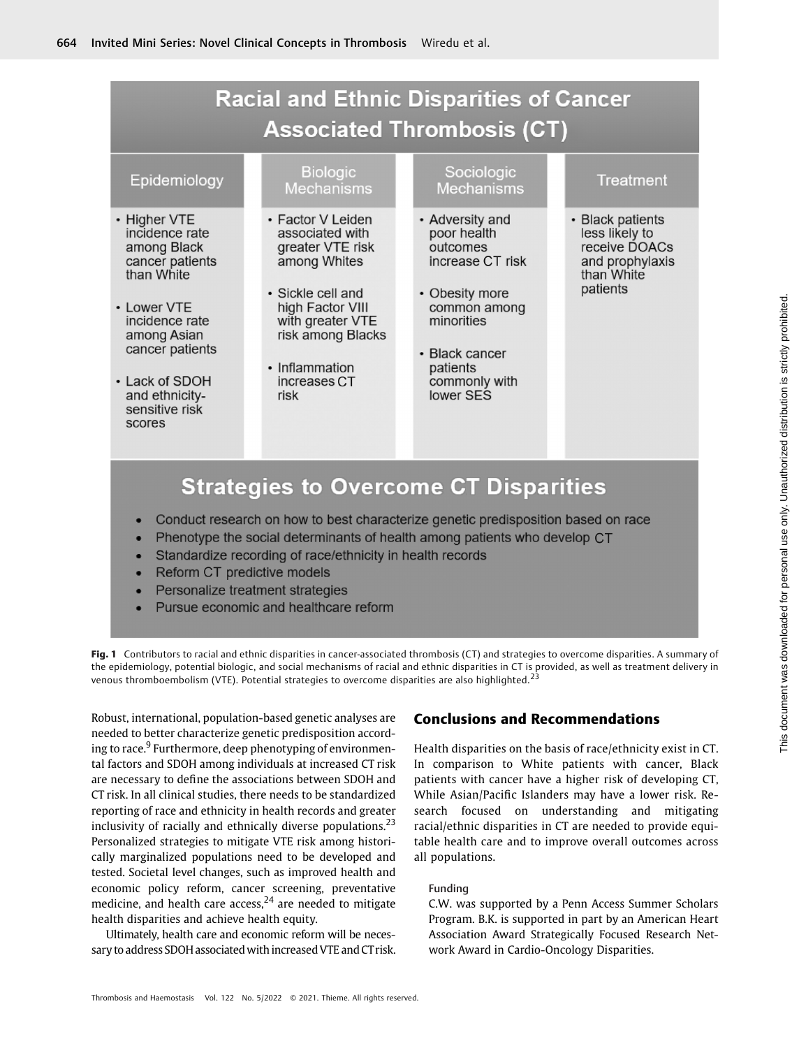## Racial and Ethnic Disparities of Cancer Associated Thrombosis (CT)

| Epidemiology | Biologic Mechanisms | Sociologic Mechanisms | Treatment |
|---|---|---|---|
| • Higher VTE incidence rate among Black cancer patients than White<br>• Lower VTE incidence rate among Asian cancer patients<br>• Lack of SDOH and ethnicity-sensitive risk scores | • Factor V Leiden associated with greater VTE risk among Whites<br>• Sickle cell and high Factor VIII with greater VTE risk among Blacks<br>• Inflammation increases CT risk | • Adversity and poor health outcomes increase CT risk<br>• Obesity more common among minorities<br>• Black cancer patients commonly with lower SES | • Black patients less likely to receive DOACs and prophylaxis than White patients |

### Strategies to Overcome CT Disparities

- Conduct research on how to best characterize genetic predisposition based on race
- Phenotype the social determinants of health among patients who develop CT
- Standardize recording of race/ethnicity in health records
- Reform CT predictive models
- Personalize treatment strategies
- Pursue economic and healthcare reform

**Fig. 1** Contributors to racial and ethnic disparities in cancer-associated thrombosis (CT) and strategies to overcome disparities. A summary of the epidemiology, potential biologic, and social mechanisms of racial and ethnic disparities in CT is provided, as well as treatment delivery in venous thromboembolism (VTE). Potential strategies to overcome disparities are also highlighted.[23]

Robust, international, population-based genetic analyses are needed to better characterize genetic predisposition according to race.[9] Furthermore, deep phenotyping of environmental factors and SDOH among individuals at increased CT risk are necessary to define the associations between SDOH and CT risk. In all clinical studies, there needs to be standardized reporting of race and ethnicity in health records and greater inclusivity of racially and ethnically diverse populations.[23] Personalized strategies to mitigate VTE risk among historically marginalized populations need to be developed and tested. Societal level changes, such as improved health and economic policy reform, cancer screening, preventative medicine, and health care access,[24] are needed to mitigate health disparities and achieve health equity.

Ultimately, health care and economic reform will be necessary to address SDOH associated with increased VTE and CT risk.

## Conclusions and Recommendations

Health disparities on the basis of race/ethnicity exist in CT. In comparison to White patients with cancer, Black patients with cancer have a higher risk of developing CT, While Asian/Pacific Islanders may have a lower risk. Research focused on understanding and mitigating racial/ethnic disparities in CT are needed to provide equitable health care and to improve overall outcomes across all populations.

#### Funding

C.W. was supported by a Penn Access Summer Scholars Program. B.K. is supported in part by an American Heart Association Award Strategically Focused Research Network Award in Cardio-Oncology Disparities.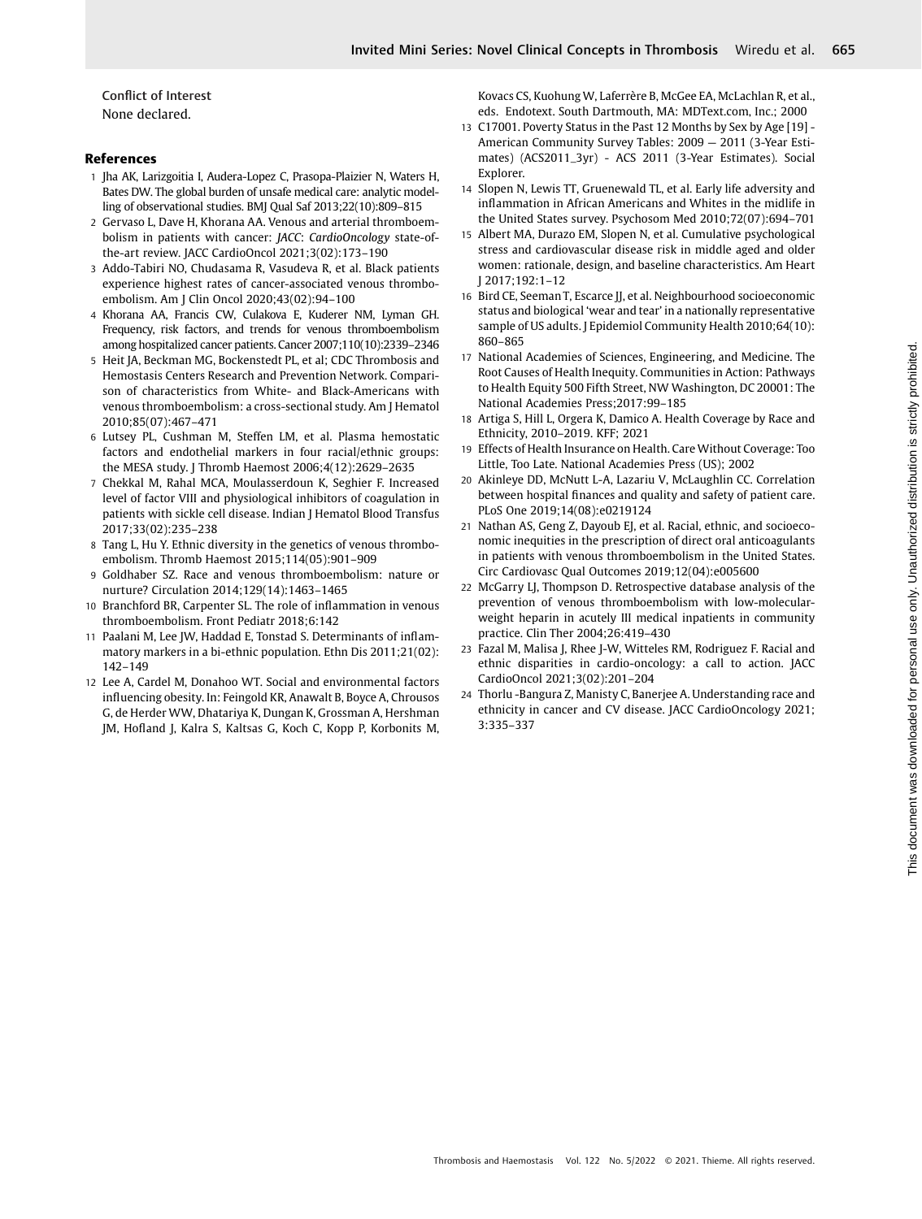Conflict of Interest

None declared.

## References

1. Jha AK, Larizgoitia I, Audera-Lopez C, Prasopa-Plaizier N, Waters H, Bates DW. The global burden of unsafe medical care: analytic modelling of observational studies. BMJ Qual Saf 2013;22(10):809–815
2. Gervaso L, Dave H, Khorana AA. Venous and arterial thromboembolism in patients with cancer: *JACC*: *CardioOncology* state-of-the-art review. JACC CardioOncol 2021;3(02):173–190
3. Addo-Tabiri NO, Chudasama R, Vasudeva R, et al. Black patients experience highest rates of cancer-associated venous thromboembolism. Am J Clin Oncol 2020;43(02):94–100
4. Khorana AA, Francis CW, Culakova E, Kuderer NM, Lyman GH. Frequency, risk factors, and trends for venous thromboembolism among hospitalized cancer patients. Cancer 2007;110(10):2339–2346
5. Heit JA, Beckman MG, Bockenstedt PL, et al; CDC Thrombosis and Hemostasis Centers Research and Prevention Network. Comparison of characteristics from White- and Black-Americans with venous thromboembolism: a cross-sectional study. Am J Hematol 2010;85(07):467–471
6. Lutsey PL, Cushman M, Steffen LM, et al. Plasma hemostatic factors and endothelial markers in four racial/ethnic groups: the MESA study. J Thromb Haemost 2006;4(12):2629–2635
7. Chekkal M, Rahal MCA, Moulasserdoun K, Seghier F. Increased level of factor VIII and physiological inhibitors of coagulation in patients with sickle cell disease. Indian J Hematol Blood Transfus 2017;33(02):235–238
8. Tang L, Hu Y. Ethnic diversity in the genetics of venous thromboembolism. Thromb Haemost 2015;114(05):901–909
9. Goldhaber SZ. Race and venous thromboembolism: nature or nurture? Circulation 2014;129(14):1463–1465
10. Branchford BR, Carpenter SL. The role of inflammation in venous thromboembolism. Front Pediatr 2018;6:142
11. Paalani M, Lee JW, Haddad E, Tonstad S. Determinants of inflammatory markers in a bi-ethnic population. Ethn Dis 2011;21(02):142–149
12. Lee A, Cardel M, Donahoo WT. Social and environmental factors influencing obesity. In: Feingold KR, Anawalt B, Boyce A, Chrousos G, de Herder WW, Dhatariya K, Dungan K, Grossman A, Hershman JM, Hofland J, Kalra S, Kaltsas G, Koch C, Kopp P, Korbonits M, Kovacs CS, Kuohung W, Laferrère B, McGee EA, McLachlan R, et al., eds. Endotext. South Dartmouth, MA: MDText.com, Inc.; 2000
13. C17001. Poverty Status in the Past 12 Months by Sex by Age [19] - American Community Survey Tables: 2009 — 2011 (3-Year Estimates) (ACS2011_3yr) - ACS 2011 (3-Year Estimates). Social Explorer.
14. Slopen N, Lewis TT, Gruenewald TL, et al. Early life adversity and inflammation in African Americans and Whites in the midlife in the United States survey. Psychosom Med 2010;72(07):694–701
15. Albert MA, Durazo EM, Slopen N, et al. Cumulative psychological stress and cardiovascular disease risk in middle aged and older women: rationale, design, and baseline characteristics. Am Heart J 2017;192:1–12
16. Bird CE, Seeman T, Escarce JJ, et al. Neighbourhood socioeconomic status and biological 'wear and tear' in a nationally representative sample of US adults. J Epidemiol Community Health 2010;64(10):860–865
17. National Academies of Sciences, Engineering, and Medicine. The Root Causes of Health Inequity. Communities in Action: Pathways to Health Equity 500 Fifth Street, NW Washington, DC 20001: The National Academies Press;2017:99–185
18. Artiga S, Hill L, Orgera K, Damico A. Health Coverage by Race and Ethnicity, 2010–2019. KFF; 2021
19. Effects of Health Insurance on Health. Care Without Coverage: Too Little, Too Late. National Academies Press (US); 2002
20. Akinleye DD, McNutt L-A, Lazariu V, McLaughlin CC. Correlation between hospital finances and quality and safety of patient care. PLoS One 2019;14(08):e0219124
21. Nathan AS, Geng Z, Dayoub EJ, et al. Racial, ethnic, and socioeconomic inequities in the prescription of direct oral anticoagulants in patients with venous thromboembolism in the United States. Circ Cardiovasc Qual Outcomes 2019;12(04):e005600
22. McGarry LJ, Thompson D. Retrospective database analysis of the prevention of venous thromboembolism with low-molecular-weight heparin in acutely Ill medical inpatients in community practice. Clin Ther 2004;26:419–430
23. Fazal M, Malisa J, Rhee J-W, Witteles RM, Rodriguez F. Racial and ethnic disparities in cardio-oncology: a call to action. JACC CardioOncol 2021;3(02):201–204
24. Thorlu -Bangura Z, Manisty C, Banerjee A. Understanding race and ethnicity in cancer and CV disease. JACC CardioOncology 2021; 3:335–337